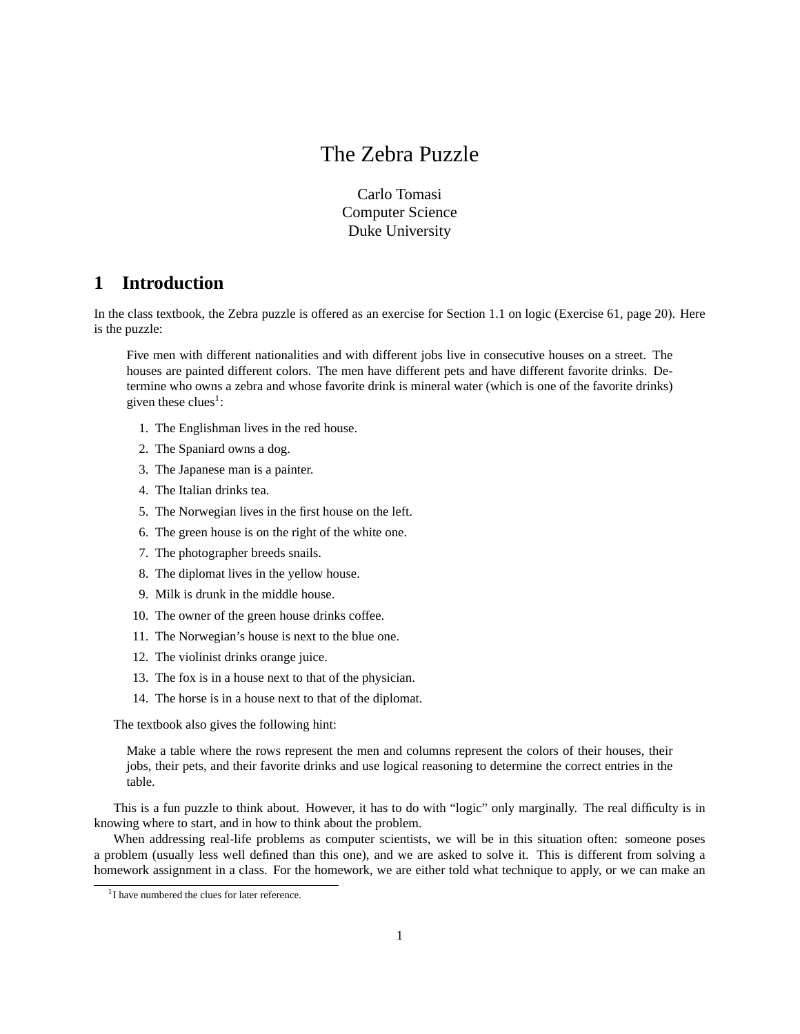# The Zebra Puzzle

Carlo Tomasi
Computer Science
Duke University

## 1 Introduction

In the class textbook, the Zebra puzzle is offered as an exercise for Section 1.1 on logic (Exercise 61, page 20). Here is the puzzle:

> Five men with different nationalities and with different jobs live in consecutive houses on a street. The houses are painted different colors. The men have different pets and have different favorite drinks. Determine who owns a zebra and whose favorite drink is mineral water (which is one of the favorite drinks) given these clues[1]:
>
> 1. The Englishman lives in the red house.
> 2. The Spaniard owns a dog.
> 3. The Japanese man is a painter.
> 4. The Italian drinks tea.
> 5. The Norwegian lives in the first house on the left.
> 6. The green house is on the right of the white one.
> 7. The photographer breeds snails.
> 8. The diplomat lives in the yellow house.
> 9. Milk is drunk in the middle house.
> 10. The owner of the green house drinks coffee.
> 11. The Norwegian's house is next to the blue one.
> 12. The violinist drinks orange juice.
> 13. The fox is in a house next to that of the physician.
> 14. The horse is in a house next to that of the diplomat.

The textbook also gives the following hint:

> Make a table where the rows represent the men and columns represent the colors of their houses, their jobs, their pets, and their favorite drinks and use logical reasoning to determine the correct entries in the table.

This is a fun puzzle to think about. However, it has to do with "logic" only marginally. The real difficulty is in knowing where to start, and in how to think about the problem.

When addressing real-life problems as computer scientists, we will be in this situation often: someone poses a problem (usually less well defined than this one), and we are asked to solve it. This is different from solving a homework assignment in a class. For the homework, we are either told what technique to apply, or we can make an

[1] I have numbered the clues for later reference.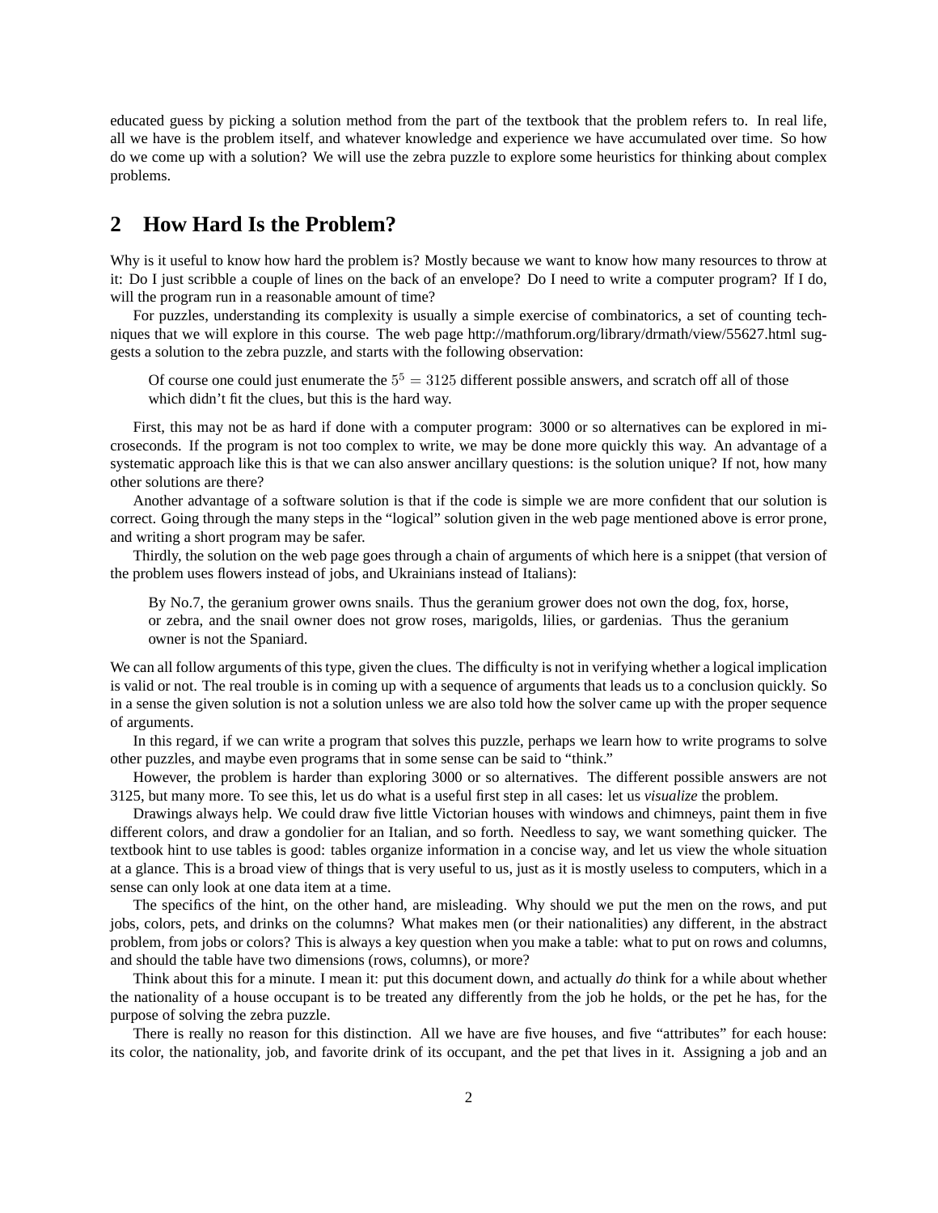educated guess by picking a solution method from the part of the textbook that the problem refers to. In real life, all we have is the problem itself, and whatever knowledge and experience we have accumulated over time. So how do we come up with a solution? We will use the zebra puzzle to explore some heuristics for thinking about complex problems.

## 2 How Hard Is the Problem?

Why is it useful to know how hard the problem is? Mostly because we want to know how many resources to throw at it: Do I just scribble a couple of lines on the back of an envelope? Do I need to write a computer program? If I do, will the program run in a reasonable amount of time?

For puzzles, understanding its complexity is usually a simple exercise of combinatorics, a set of counting techniques that we will explore in this course. The web page http://mathforum.org/library/drmath/view/55627.html suggests a solution to the zebra puzzle, and starts with the following observation:

> Of course one could just enumerate the $5^5 = 3125$ different possible answers, and scratch off all of those which didn't fit the clues, but this is the hard way.

First, this may not be as hard if done with a computer program: 3000 or so alternatives can be explored in microseconds. If the program is not too complex to write, we may be done more quickly this way. An advantage of a systematic approach like this is that we can also answer ancillary questions: is the solution unique? If not, how many other solutions are there?

Another advantage of a software solution is that if the code is simple we are more confident that our solution is correct. Going through the many steps in the "logical" solution given in the web page mentioned above is error prone, and writing a short program may be safer.

Thirdly, the solution on the web page goes through a chain of arguments of which here is a snippet (that version of the problem uses flowers instead of jobs, and Ukrainians instead of Italians):

> By No.7, the geranium grower owns snails. Thus the geranium grower does not own the dog, fox, horse, or zebra, and the snail owner does not grow roses, marigolds, lilies, or gardenias. Thus the geranium owner is not the Spaniard.

We can all follow arguments of this type, given the clues. The difficulty is not in verifying whether a logical implication is valid or not. The real trouble is in coming up with a sequence of arguments that leads us to a conclusion quickly. So in a sense the given solution is not a solution unless we are also told how the solver came up with the proper sequence of arguments.

In this regard, if we can write a program that solves this puzzle, perhaps we learn how to write programs to solve other puzzles, and maybe even programs that in some sense can be said to "think."

However, the problem is harder than exploring 3000 or so alternatives. The different possible answers are not 3125, but many more. To see this, let us do what is a useful first step in all cases: let us *visualize* the problem.

Drawings always help. We could draw five little Victorian houses with windows and chimneys, paint them in five different colors, and draw a gondolier for an Italian, and so forth. Needless to say, we want something quicker. The textbook hint to use tables is good: tables organize information in a concise way, and let us view the whole situation at a glance. This is a broad view of things that is very useful to us, just as it is mostly useless to computers, which in a sense can only look at one data item at a time.

The specifics of the hint, on the other hand, are misleading. Why should we put the men on the rows, and put jobs, colors, pets, and drinks on the columns? What makes men (or their nationalities) any different, in the abstract problem, from jobs or colors? This is always a key question when you make a table: what to put on rows and columns, and should the table have two dimensions (rows, columns), or more?

Think about this for a minute. I mean it: put this document down, and actually *do* think for a while about whether the nationality of a house occupant is to be treated any differently from the job he holds, or the pet he has, for the purpose of solving the zebra puzzle.

There is really no reason for this distinction. All we have are five houses, and five "attributes" for each house: its color, the nationality, job, and favorite drink of its occupant, and the pet that lives in it. Assigning a job and an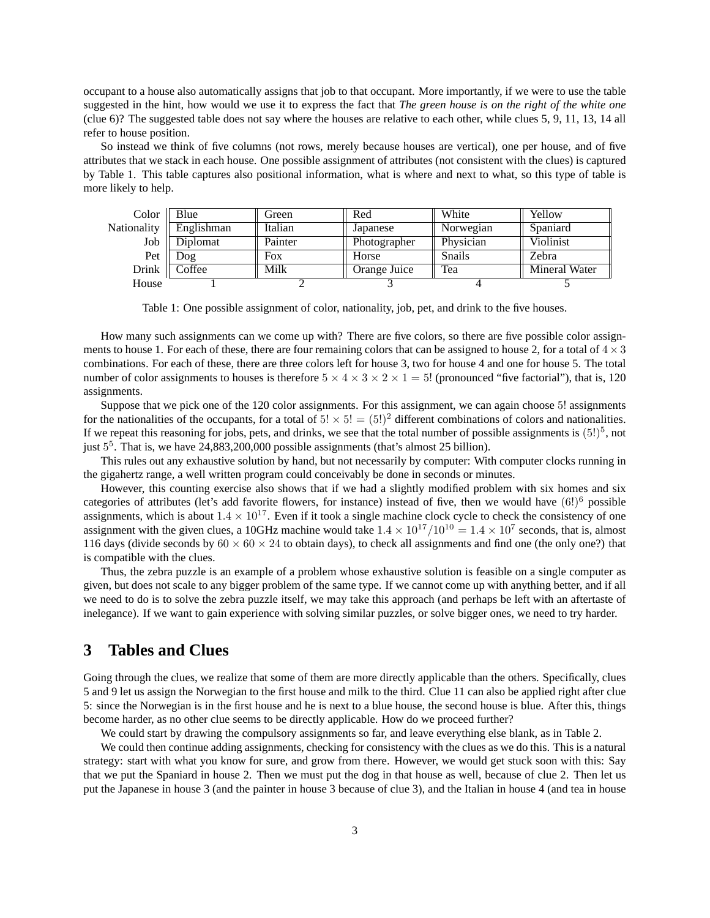occupant to a house also automatically assigns that job to that occupant. More importantly, if we were to use the table suggested in the hint, how would we use it to express the fact that *The green house is on the right of the white one* (clue 6)? The suggested table does not say where the houses are relative to each other, while clues 5, 9, 11, 13, 14 all refer to house position.

So instead we think of five columns (not rows, merely because houses are vertical), one per house, and of five attributes that we stack in each house. One possible assignment of attributes (not consistent with the clues) is captured by Table 1. This table captures also positional information, what is where and next to what, so this type of table is more likely to help.

| | | | | | |
|---|---|---|---|---|---|
| Color | Blue | Green | Red | White | Yellow |
| Nationality | Englishman | Italian | Japanese | Norwegian | Spaniard |
| Job | Diplomat | Painter | Photographer | Physician | Violinist |
| Pet | Dog | Fox | Horse | Snails | Zebra |
| Drink | Coffee | Milk | Orange Juice | Tea | Mineral Water |
| House | 1 | 2 | 3 | 4 | 5 |

Table 1: One possible assignment of color, nationality, job, pet, and drink to the five houses.

How many such assignments can we come up with? There are five colors, so there are five possible color assignments to house 1. For each of these, there are four remaining colors that can be assigned to house 2, for a total of $4 \times 3$ combinations. For each of these, there are three colors left for house 3, two for house 4 and one for house 5. The total number of color assignments to houses is therefore $5 \times 4 \times 3 \times 2 \times 1 = 5!$ (pronounced "five factorial"), that is, 120 assignments.

Suppose that we pick one of the 120 color assignments. For this assignment, we can again choose $5!$ assignments for the nationalities of the occupants, for a total of $5! \times 5! = (5!)^2$ different combinations of colors and nationalities. If we repeat this reasoning for jobs, pets, and drinks, we see that the total number of possible assignments is $(5!)^5$, not just $5^5$. That is, we have 24,883,200,000 possible assignments (that's almost 25 billion).

This rules out any exhaustive solution by hand, but not necessarily by computer: With computer clocks running in the gigahertz range, a well written program could conceivably be done in seconds or minutes.

However, this counting exercise also shows that if we had a slightly modified problem with six homes and six categories of attributes (let's add favorite flowers, for instance) instead of five, then we would have $(6!)^6$ possible assignments, which is about $1.4 \times 10^{17}$. Even if it took a single machine clock cycle to check the consistency of one assignment with the given clues, a 10GHz machine would take $1.4 \times 10^{17}/10^{10} = 1.4 \times 10^7$ seconds, that is, almost 116 days (divide seconds by $60 \times 60 \times 24$ to obtain days), to check all assignments and find one (the only one?) that is compatible with the clues.

Thus, the zebra puzzle is an example of a problem whose exhaustive solution is feasible on a single computer as given, but does not scale to any bigger problem of the same type. If we cannot come up with anything better, and if all we need to do is to solve the zebra puzzle itself, we may take this approach (and perhaps be left with an aftertaste of inelegance). If we want to gain experience with solving similar puzzles, or solve bigger ones, we need to try harder.

## 3 Tables and Clues

Going through the clues, we realize that some of them are more directly applicable than the others. Specifically, clues 5 and 9 let us assign the Norwegian to the first house and milk to the third. Clue 11 can also be applied right after clue 5: since the Norwegian is in the first house and he is next to a blue house, the second house is blue. After this, things become harder, as no other clue seems to be directly applicable. How do we proceed further?

We could start by drawing the compulsory assignments so far, and leave everything else blank, as in Table 2.

We could then continue adding assignments, checking for consistency with the clues as we do this. This is a natural strategy: start with what you know for sure, and grow from there. However, we would get stuck soon with this: Say that we put the Spaniard in house 2. Then we must put the dog in that house as well, because of clue 2. Then let us put the Japanese in house 3 (and the painter in house 3 because of clue 3), and the Italian in house 4 (and tea in house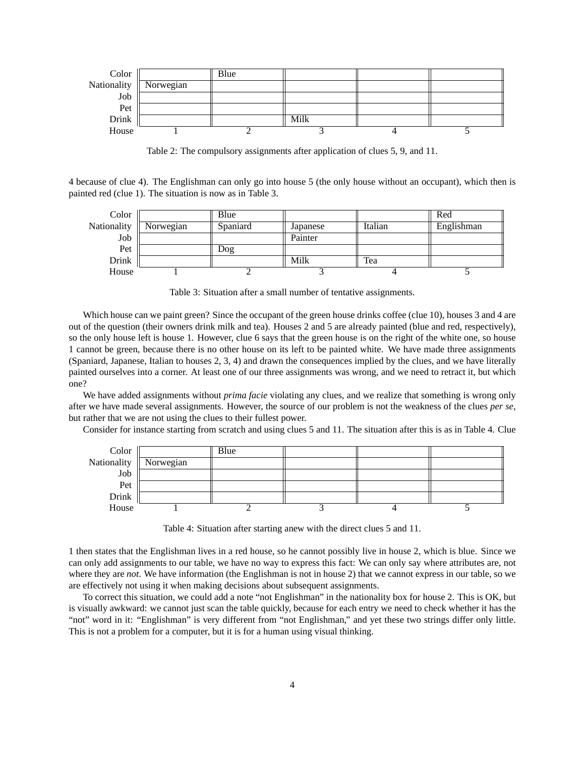| | 1 | 2 | 3 | 4 | 5 |
|---|---|---|---|---|---|
| Color | | Blue | | | |
| Nationality | Norwegian | | | | |
| Job | | | | | |
| Pet | | | | | |
| Drink | | | Milk | | |

Table 2: The compulsory assignments after application of clues 5, 9, and 11.

4 because of clue 4). The Englishman can only go into house 5 (the only house without an occupant), which then is painted red (clue 1). The situation is now as in Table 3.

| | 1 | 2 | 3 | 4 | 5 |
|---|---|---|---|---|---|
| Color | | Blue | | | Red |
| Nationality | Norwegian | Spaniard | Japanese | Italian | Englishman |
| Job | | | Painter | | |
| Pet | | Dog | | | |
| Drink | | | Milk | Tea | |

Table 3: Situation after a small number of tentative assignments.

Which house can we paint green? Since the occupant of the green house drinks coffee (clue 10), houses 3 and 4 are out of the question (their owners drink milk and tea). Houses 2 and 5 are already painted (blue and red, respectively), so the only house left is house 1. However, clue 6 says that the green house is on the right of the white one, so house 1 cannot be green, because there is no other house on its left to be painted white. We have made three assignments (Spaniard, Japanese, Italian to houses 2, 3, 4) and drawn the consequences implied by the clues, and we have literally painted ourselves into a corner. At least one of our three assignments was wrong, and we need to retract it, but which one?

We have added assignments without *prima facie* violating any clues, and we realize that something is wrong only after we have made several assignments. However, the source of our problem is not the weakness of the clues *per se*, but rather that we are not using the clues to their fullest power.

Consider for instance starting from scratch and using clues 5 and 11. The situation after this is as in Table 4. Clue

| | 1 | 2 | 3 | 4 | 5 |
|---|---|---|---|---|---|
| Color | | Blue | | | |
| Nationality | Norwegian | | | | |
| Job | | | | | |
| Pet | | | | | |
| Drink | | | | | |

Table 4: Situation after starting anew with the direct clues 5 and 11.

1 then states that the Englishman lives in a red house, so he cannot possibly live in house 2, which is blue. Since we can only add assignments to our table, we have no way to express this fact: We can only say where attributes are, not where they are *not*. We have information (the Englishman is not in house 2) that we cannot express in our table, so we are effectively not using it when making decisions about subsequent assignments.

To correct this situation, we could add a note "not Englishman" in the nationality box for house 2. This is OK, but is visually awkward: we cannot just scan the table quickly, because for each entry we need to check whether it has the "not" word in it: "Englishman" is very different from "not Englishman," and yet these two strings differ only little. This is not a problem for a computer, but it is for a human using visual thinking.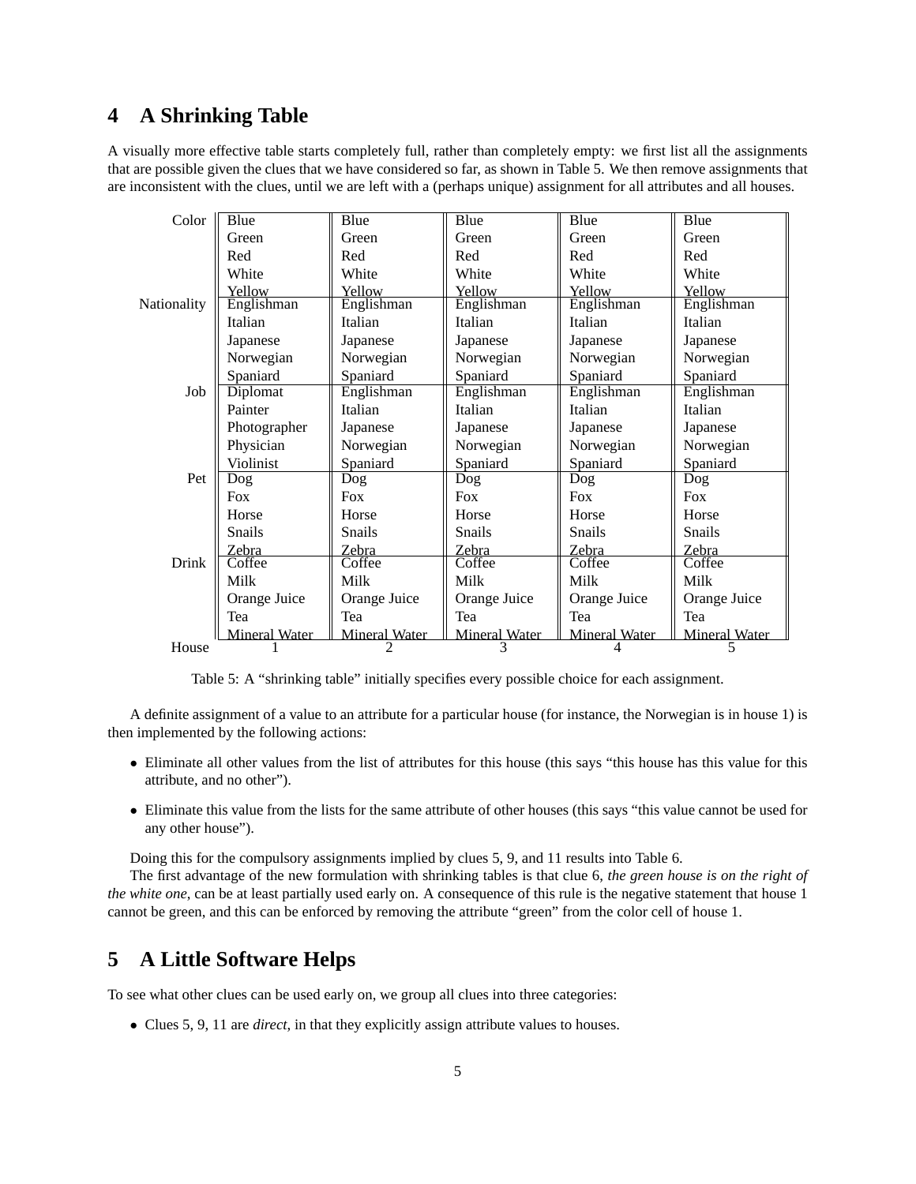## 4 A Shrinking Table

A visually more effective table starts completely full, rather than completely empty: we first list all the assignments that are possible given the clues that we have considered so far, as shown in Table 5. We then remove assignments that are inconsistent with the clues, until we are left with a (perhaps unique) assignment for all attributes and all houses.

| | | | | | |
|---|---|---|---|---|---|
| Color | Blue<br>Green<br>Red<br>White<br>Yellow | Blue<br>Green<br>Red<br>White<br>Yellow | Blue<br>Green<br>Red<br>White<br>Yellow | Blue<br>Green<br>Red<br>White<br>Yellow | Blue<br>Green<br>Red<br>White<br>Yellow |
| Nationality | Englishman<br>Italian<br>Japanese<br>Norwegian<br>Spaniard | Englishman<br>Italian<br>Japanese<br>Norwegian<br>Spaniard | Englishman<br>Italian<br>Japanese<br>Norwegian<br>Spaniard | Englishman<br>Italian<br>Japanese<br>Norwegian<br>Spaniard | Englishman<br>Italian<br>Japanese<br>Norwegian<br>Spaniard |
| Job | Diplomat<br>Painter<br>Photographer<br>Physician<br>Violinist | Englishman<br>Italian<br>Japanese<br>Norwegian<br>Spaniard | Englishman<br>Italian<br>Japanese<br>Norwegian<br>Spaniard | Englishman<br>Italian<br>Japanese<br>Norwegian<br>Spaniard | Englishman<br>Italian<br>Japanese<br>Norwegian<br>Spaniard |
| Pet | Dog<br>Fox<br>Horse<br>Snails<br>Zebra | Dog<br>Fox<br>Horse<br>Snails<br>Zebra | Dog<br>Fox<br>Horse<br>Snails<br>Zebra | Dog<br>Fox<br>Horse<br>Snails<br>Zebra | Dog<br>Fox<br>Horse<br>Snails<br>Zebra |
| Drink | Coffee<br>Milk<br>Orange Juice<br>Tea<br>Mineral Water | Coffee<br>Milk<br>Orange Juice<br>Tea<br>Mineral Water | Coffee<br>Milk<br>Orange Juice<br>Tea<br>Mineral Water | Coffee<br>Milk<br>Orange Juice<br>Tea<br>Mineral Water | Coffee<br>Milk<br>Orange Juice<br>Tea<br>Mineral Water |
| House | 1 | 2 | 3 | 4 | 5 |

Table 5: A "shrinking table" initially specifies every possible choice for each assignment.

A definite assignment of a value to an attribute for a particular house (for instance, the Norwegian is in house 1) is then implemented by the following actions:

- Eliminate all other values from the list of attributes for this house (this says "this house has this value for this attribute, and no other").
- Eliminate this value from the lists for the same attribute of other houses (this says "this value cannot be used for any other house").

Doing this for the compulsory assignments implied by clues 5, 9, and 11 results into Table 6.

The first advantage of the new formulation with shrinking tables is that clue 6, *the green house is on the right of the white one*, can be at least partially used early on. A consequence of this rule is the negative statement that house 1 cannot be green, and this can be enforced by removing the attribute "green" from the color cell of house 1.

## 5 A Little Software Helps

To see what other clues can be used early on, we group all clues into three categories:

- Clues 5, 9, 11 are *direct*, in that they explicitly assign attribute values to houses.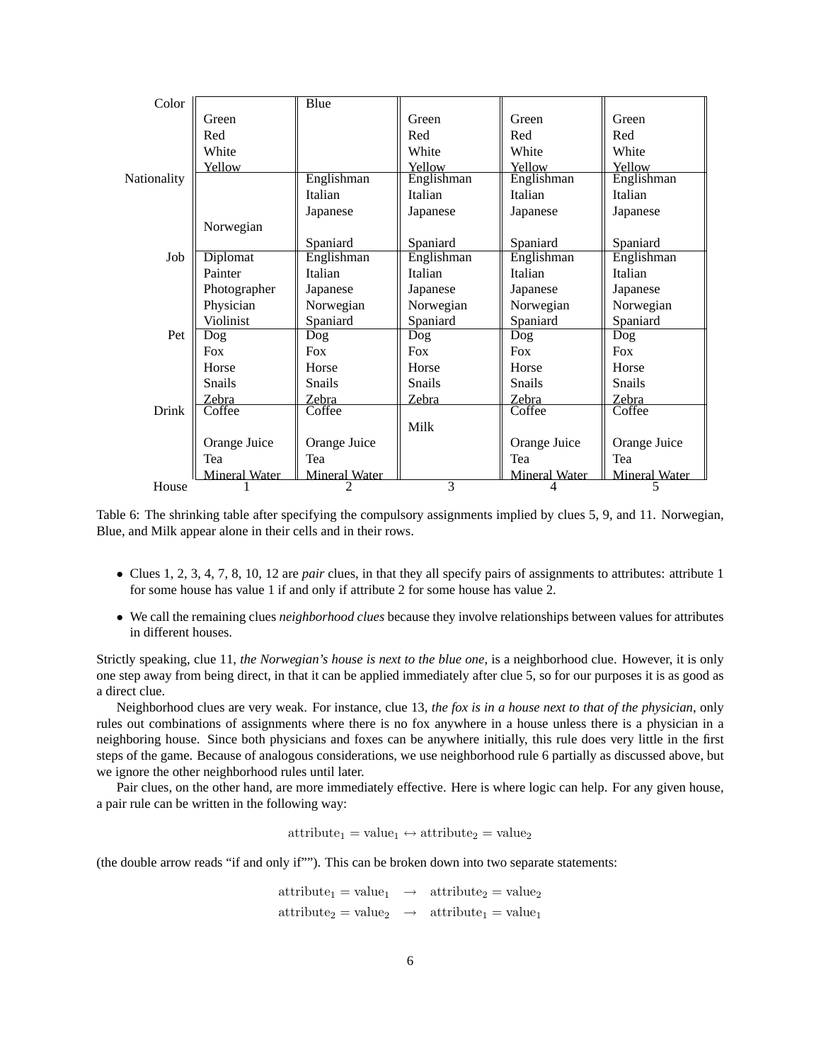| | 1 | 2 | 3 | 4 | 5 |
|---|---|---|---|---|---|
| Color | Green<br>Red<br>White<br>Yellow | Blue | Green<br>Red<br>White<br>Yellow | Green<br>Red<br>White<br>Yellow | Green<br>Red<br>White<br>Yellow |
| Nationality | Norwegian | Englishman<br>Italian<br>Japanese<br>Spaniard | Englishman<br>Italian<br>Japanese<br>Spaniard | Englishman<br>Italian<br>Japanese<br>Spaniard | Englishman<br>Italian<br>Japanese<br>Spaniard |
| Job | Diplomat<br>Painter<br>Photographer<br>Physician<br>Violinist | Englishman<br>Italian<br>Japanese<br>Norwegian<br>Spaniard | Englishman<br>Italian<br>Japanese<br>Norwegian<br>Spaniard | Englishman<br>Italian<br>Japanese<br>Norwegian<br>Spaniard | Englishman<br>Italian<br>Japanese<br>Norwegian<br>Spaniard |
| Pet | Dog<br>Fox<br>Horse<br>Snails<br>Zebra | Dog<br>Fox<br>Horse<br>Snails<br>Zebra | Dog<br>Fox<br>Horse<br>Snails<br>Zebra | Dog<br>Fox<br>Horse<br>Snails<br>Zebra | Dog<br>Fox<br>Horse<br>Snails<br>Zebra |
| Drink | Coffee<br>Orange Juice<br>Tea<br>Mineral Water | Coffee<br>Orange Juice<br>Tea<br>Mineral Water | Milk | Coffee<br>Orange Juice<br>Tea<br>Mineral Water | Coffee<br>Orange Juice<br>Tea<br>Mineral Water |
| House | 1 | 2 | 3 | 4 | 5 |

Table 6: The shrinking table after specifying the compulsory assignments implied by clues 5, 9, and 11. Norwegian, Blue, and Milk appear alone in their cells and in their rows.

- Clues 1, 2, 3, 4, 7, 8, 10, 12 are *pair* clues, in that they all specify pairs of assignments to attributes: attribute 1 for some house has value 1 if and only if attribute 2 for some house has value 2.
- We call the remaining clues *neighborhood clues* because they involve relationships between values for attributes in different houses.

Strictly speaking, clue 11, *the Norwegian's house is next to the blue one*, is a neighborhood clue. However, it is only one step away from being direct, in that it can be applied immediately after clue 5, so for our purposes it is as good as a direct clue.

Neighborhood clues are very weak. For instance, clue 13, *the fox is in a house next to that of the physician*, only rules out combinations of assignments where there is no fox anywhere in a house unless there is a physician in a neighboring house. Since both physicians and foxes can be anywhere initially, this rule does very little in the first steps of the game. Because of analogous considerations, we use neighborhood rule 6 partially as discussed above, but we ignore the other neighborhood rules until later.

Pair clues, on the other hand, are more immediately effective. Here is where logic can help. For any given house, a pair rule can be written in the following way:

$$\text{attribute}_1 = \text{value}_1 \leftrightarrow \text{attribute}_2 = \text{value}_2$$

(the double arrow reads "if and only if""). This can be broken down into two separate statements:

$$\begin{aligned} \text{attribute}_1 = \text{value}_1 \quad &\rightarrow \quad \text{attribute}_2 = \text{value}_2 \\ \text{attribute}_2 = \text{value}_2 \quad &\rightarrow \quad \text{attribute}_1 = \text{value}_1 \end{aligned}$$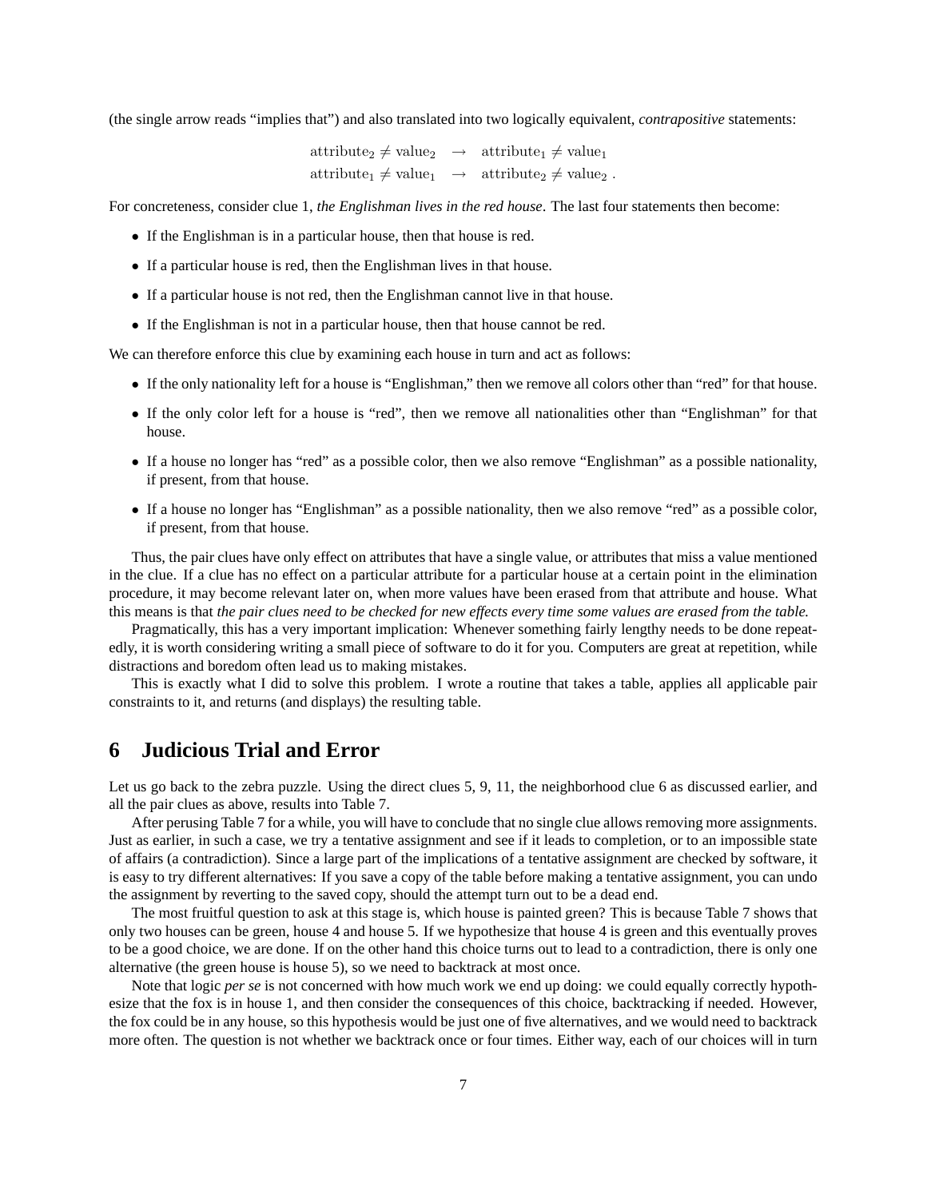(the single arrow reads "implies that") and also translated into two logically equivalent, *contrapositive* statements:

$$\text{attribute}_2 \neq \text{value}_2 \quad \rightarrow \quad \text{attribute}_1 \neq \text{value}_1$$
$$\text{attribute}_1 \neq \text{value}_1 \quad \rightarrow \quad \text{attribute}_2 \neq \text{value}_2 \; .$$

For concreteness, consider clue 1, *the Englishman lives in the red house*. The last four statements then become:

- If the Englishman is in a particular house, then that house is red.
- If a particular house is red, then the Englishman lives in that house.
- If a particular house is not red, then the Englishman cannot live in that house.
- If the Englishman is not in a particular house, then that house cannot be red.

We can therefore enforce this clue by examining each house in turn and act as follows:

- If the only nationality left for a house is "Englishman," then we remove all colors other than "red" for that house.
- If the only color left for a house is "red", then we remove all nationalities other than "Englishman" for that house.
- If a house no longer has "red" as a possible color, then we also remove "Englishman" as a possible nationality, if present, from that house.
- If a house no longer has "Englishman" as a possible nationality, then we also remove "red" as a possible color, if present, from that house.

Thus, the pair clues have only effect on attributes that have a single value, or attributes that miss a value mentioned in the clue. If a clue has no effect on a particular attribute for a particular house at a certain point in the elimination procedure, it may become relevant later on, when more values have been erased from that attribute and house. What this means is that *the pair clues need to be checked for new effects every time some values are erased from the table.*

Pragmatically, this has a very important implication: Whenever something fairly lengthy needs to be done repeatedly, it is worth considering writing a small piece of software to do it for you. Computers are great at repetition, while distractions and boredom often lead us to making mistakes.

This is exactly what I did to solve this problem. I wrote a routine that takes a table, applies all applicable pair constraints to it, and returns (and displays) the resulting table.

# 6 Judicious Trial and Error

Let us go back to the zebra puzzle. Using the direct clues 5, 9, 11, the neighborhood clue 6 as discussed earlier, and all the pair clues as above, results into Table 7.

After perusing Table 7 for a while, you will have to conclude that no single clue allows removing more assignments. Just as earlier, in such a case, we try a tentative assignment and see if it leads to completion, or to an impossible state of affairs (a contradiction). Since a large part of the implications of a tentative assignment are checked by software, it is easy to try different alternatives: If you save a copy of the table before making a tentative assignment, you can undo the assignment by reverting to the saved copy, should the attempt turn out to be a dead end.

The most fruitful question to ask at this stage is, which house is painted green? This is because Table 7 shows that only two houses can be green, house 4 and house 5. If we hypothesize that house 4 is green and this eventually proves to be a good choice, we are done. If on the other hand this choice turns out to lead to a contradiction, there is only one alternative (the green house is house 5), so we need to backtrack at most once.

Note that logic *per se* is not concerned with how much work we end up doing: we could equally correctly hypothesize that the fox is in house 1, and then consider the consequences of this choice, backtracking if needed. However, the fox could be in any house, so this hypothesis would be just one of five alternatives, and we would need to backtrack more often. The question is not whether we backtrack once or four times. Either way, each of our choices will in turn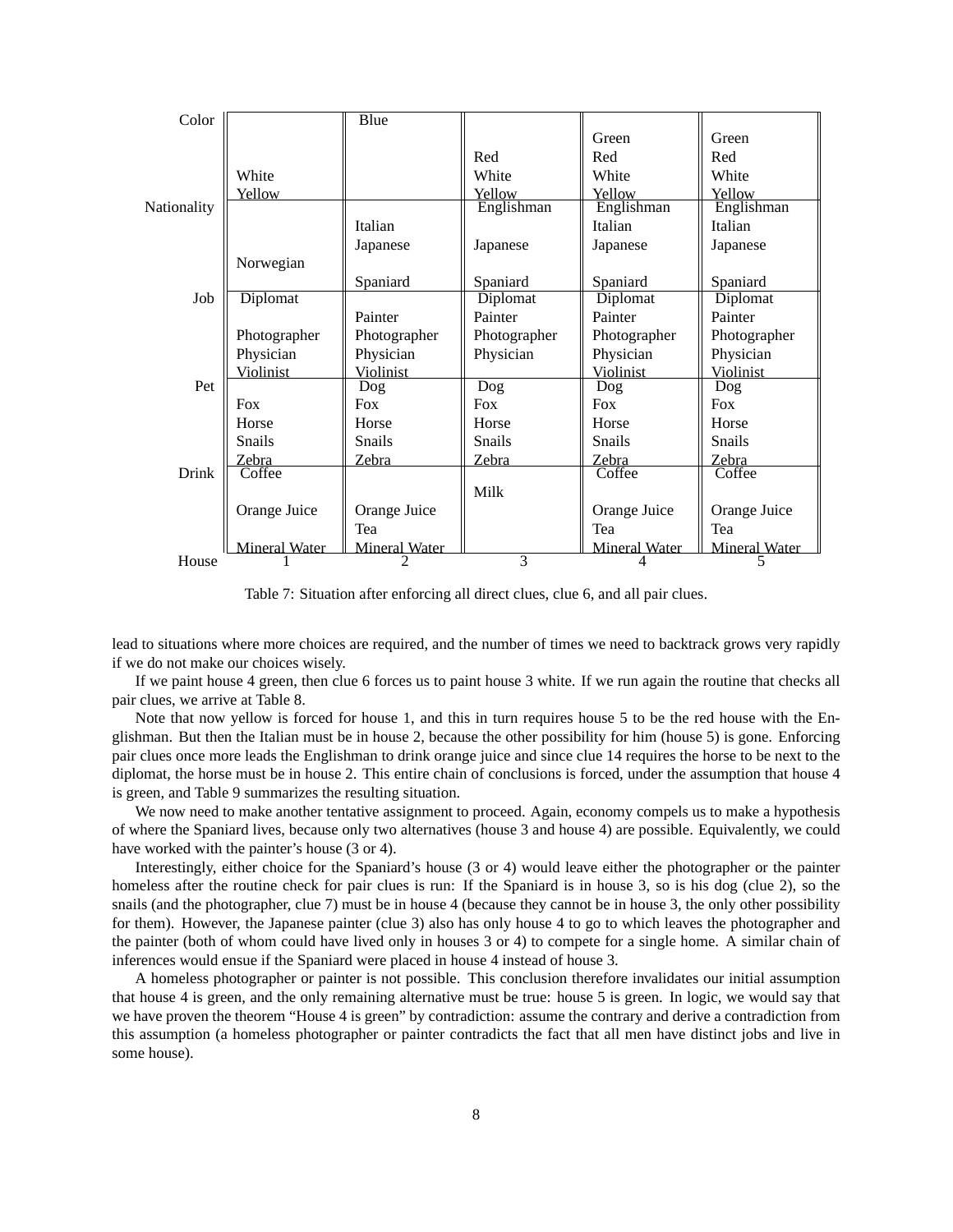| | 1 | 2 | 3 | 4 | 5 |
|---|---|---|---|---|---|
| Color | White<br>Yellow | Blue | Red<br>White<br>Yellow | Green<br>Red<br>White<br>Yellow | Green<br>Red<br>White<br>Yellow |
| Nationality | Norwegian | Italian<br>Japanese<br>Spaniard | Englishman<br>Japanese<br>Spaniard | Englishman<br>Italian<br>Japanese<br>Spaniard | Englishman<br>Italian<br>Japanese<br>Spaniard |
| Job | Diplomat<br>Photographer<br>Physician<br>Violinist | Painter<br>Photographer<br>Physician<br>Violinist | Diplomat<br>Painter<br>Photographer<br>Physician | Diplomat<br>Painter<br>Photographer<br>Physician<br>Violinist | Diplomat<br>Painter<br>Photographer<br>Physician<br>Violinist |
| Pet | Fox<br>Horse<br>Snails<br>Zebra | Dog<br>Fox<br>Horse<br>Snails<br>Zebra | Dog<br>Fox<br>Horse<br>Snails<br>Zebra | Dog<br>Fox<br>Horse<br>Snails<br>Zebra | Dog<br>Fox<br>Horse<br>Snails<br>Zebra |
| Drink | Coffee<br>Orange Juice<br>Mineral Water | Orange Juice<br>Tea<br>Mineral Water | Milk | Coffee<br>Orange Juice<br>Tea<br>Mineral Water | Coffee<br>Orange Juice<br>Tea<br>Mineral Water |
| House | 1 | 2 | 3 | 4 | 5 |

Table 7: Situation after enforcing all direct clues, clue 6, and all pair clues.

lead to situations where more choices are required, and the number of times we need to backtrack grows very rapidly if we do not make our choices wisely.

If we paint house 4 green, then clue 6 forces us to paint house 3 white. If we run again the routine that checks all pair clues, we arrive at Table 8.

Note that now yellow is forced for house 1, and this in turn requires house 5 to be the red house with the Englishman. But then the Italian must be in house 2, because the other possibility for him (house 5) is gone. Enforcing pair clues once more leads the Englishman to drink orange juice and since clue 14 requires the horse to be next to the diplomat, the horse must be in house 2. This entire chain of conclusions is forced, under the assumption that house 4 is green, and Table 9 summarizes the resulting situation.

We now need to make another tentative assignment to proceed. Again, economy compels us to make a hypothesis of where the Spaniard lives, because only two alternatives (house 3 and house 4) are possible. Equivalently, we could have worked with the painter's house (3 or 4).

Interestingly, either choice for the Spaniard's house (3 or 4) would leave either the photographer or the painter homeless after the routine check for pair clues is run: If the Spaniard is in house 3, so is his dog (clue 2), so the snails (and the photographer, clue 7) must be in house 4 (because they cannot be in house 3, the only other possibility for them). However, the Japanese painter (clue 3) also has only house 4 to go to which leaves the photographer and the painter (both of whom could have lived only in houses 3 or 4) to compete for a single home. A similar chain of inferences would ensue if the Spaniard were placed in house 4 instead of house 3.

A homeless photographer or painter is not possible. This conclusion therefore invalidates our initial assumption that house 4 is green, and the only remaining alternative must be true: house 5 is green. In logic, we would say that we have proven the theorem "House 4 is green" by contradiction: assume the contrary and derive a contradiction from this assumption (a homeless photographer or painter contradicts the fact that all men have distinct jobs and live in some house).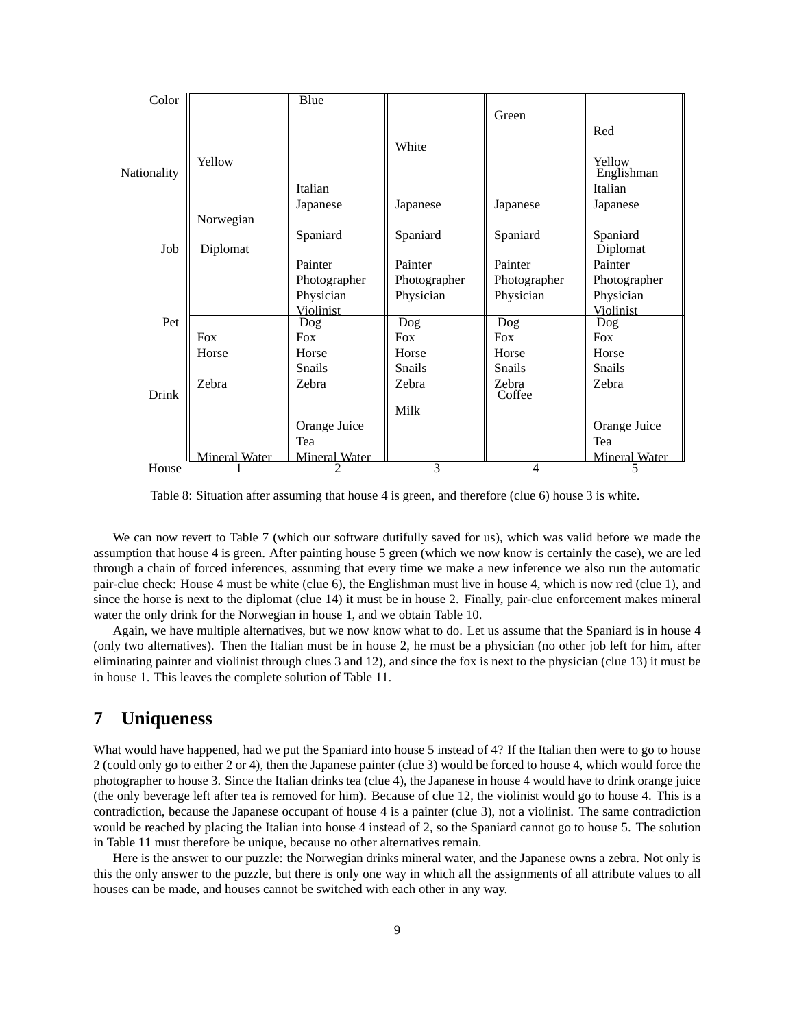| | 1 | 2 | 3 | 4 | 5 |
|---|---|---|---|---|---|
| Color | Yellow | Blue | White | Green | Red<br>Yellow |
| Nationality | Norwegian | Italian<br>Japanese<br>Spaniard | Japanese<br>Spaniard | Japanese<br>Spaniard | Englishman<br>Italian<br>Japanese<br>Spaniard |
| Job | Diplomat | Painter<br>Photographer<br>Physician<br>Violinist | Painter<br>Photographer<br>Physician | Painter<br>Photographer<br>Physician | Diplomat<br>Painter<br>Photographer<br>Physician<br>Violinist |
| Pet | Fox<br>Horse<br>Zebra | Dog<br>Fox<br>Horse<br>Snails<br>Zebra | Dog<br>Fox<br>Horse<br>Snails<br>Zebra | Dog<br>Fox<br>Horse<br>Snails<br>Zebra | Dog<br>Fox<br>Horse<br>Snails<br>Zebra |
| Drink | Mineral Water | Orange Juice<br>Tea<br>Mineral Water | Milk | Coffee | Orange Juice<br>Tea<br>Mineral Water |
| House | 1 | 2 | 3 | 4 | 5 |

Table 8: Situation after assuming that house 4 is green, and therefore (clue 6) house 3 is white.

We can now revert to Table 7 (which our software dutifully saved for us), which was valid before we made the assumption that house 4 is green. After painting house 5 green (which we now know is certainly the case), we are led through a chain of forced inferences, assuming that every time we make a new inference we also run the automatic pair-clue check: House 4 must be white (clue 6), the Englishman must live in house 4, which is now red (clue 1), and since the horse is next to the diplomat (clue 14) it must be in house 2. Finally, pair-clue enforcement makes mineral water the only drink for the Norwegian in house 1, and we obtain Table 10.

Again, we have multiple alternatives, but we now know what to do. Let us assume that the Spaniard is in house 4 (only two alternatives). Then the Italian must be in house 2, he must be a physician (no other job left for him, after eliminating painter and violinist through clues 3 and 12), and since the fox is next to the physician (clue 13) it must be in house 1. This leaves the complete solution of Table 11.

## 7 Uniqueness

What would have happened, had we put the Spaniard into house 5 instead of 4? If the Italian then were to go to house 2 (could only go to either 2 or 4), then the Japanese painter (clue 3) would be forced to house 4, which would force the photographer to house 3. Since the Italian drinks tea (clue 4), the Japanese in house 4 would have to drink orange juice (the only beverage left after tea is removed for him). Because of clue 12, the violinist would go to house 4. This is a contradiction, because the Japanese occupant of house 4 is a painter (clue 3), not a violinist. The same contradiction would be reached by placing the Italian into house 4 instead of 2, so the Spaniard cannot go to house 5. The solution in Table 11 must therefore be unique, because no other alternatives remain.

Here is the answer to our puzzle: the Norwegian drinks mineral water, and the Japanese owns a zebra. Not only is this the only answer to the puzzle, but there is only one way in which all the assignments of all attribute values to all houses can be made, and houses cannot be switched with each other in any way.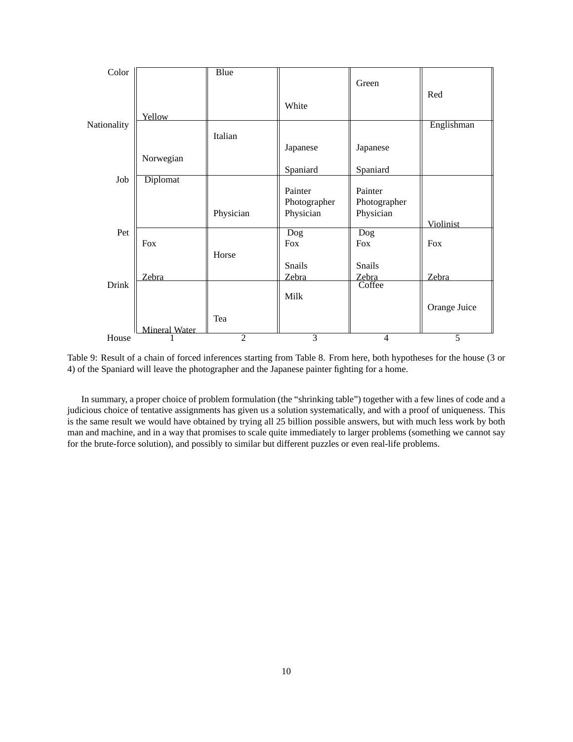| | 1 | 2 | 3 | 4 | 5 |
|---|---|---|---|---|---|
| Color | Yellow | Blue | White | Green | Red |
| Nationality | Norwegian | Italian | Japanese Spaniard | Japanese Spaniard | Englishman |
| Job | Diplomat | Physician | Painter Photographer Physician | Painter Photographer Physician | Violinist |
| Pet | Fox Zebra | Horse | Dog Fox Snails Zebra | Dog Fox Snails Zebra | Fox Zebra |
| Drink | Mineral Water | Tea | Milk | Coffee | Orange Juice |
| House | 1 | 2 | 3 | 4 | 5 |

Table 9: Result of a chain of forced inferences starting from Table 8. From here, both hypotheses for the house (3 or 4) of the Spaniard will leave the photographer and the Japanese painter fighting for a home.

In summary, a proper choice of problem formulation (the "shrinking table") together with a few lines of code and a judicious choice of tentative assignments has given us a solution systematically, and with a proof of uniqueness. This is the same result we would have obtained by trying all 25 billion possible answers, but with much less work by both man and machine, and in a way that promises to scale quite immediately to larger problems (something we cannot say for the brute-force solution), and possibly to similar but different puzzles or even real-life problems.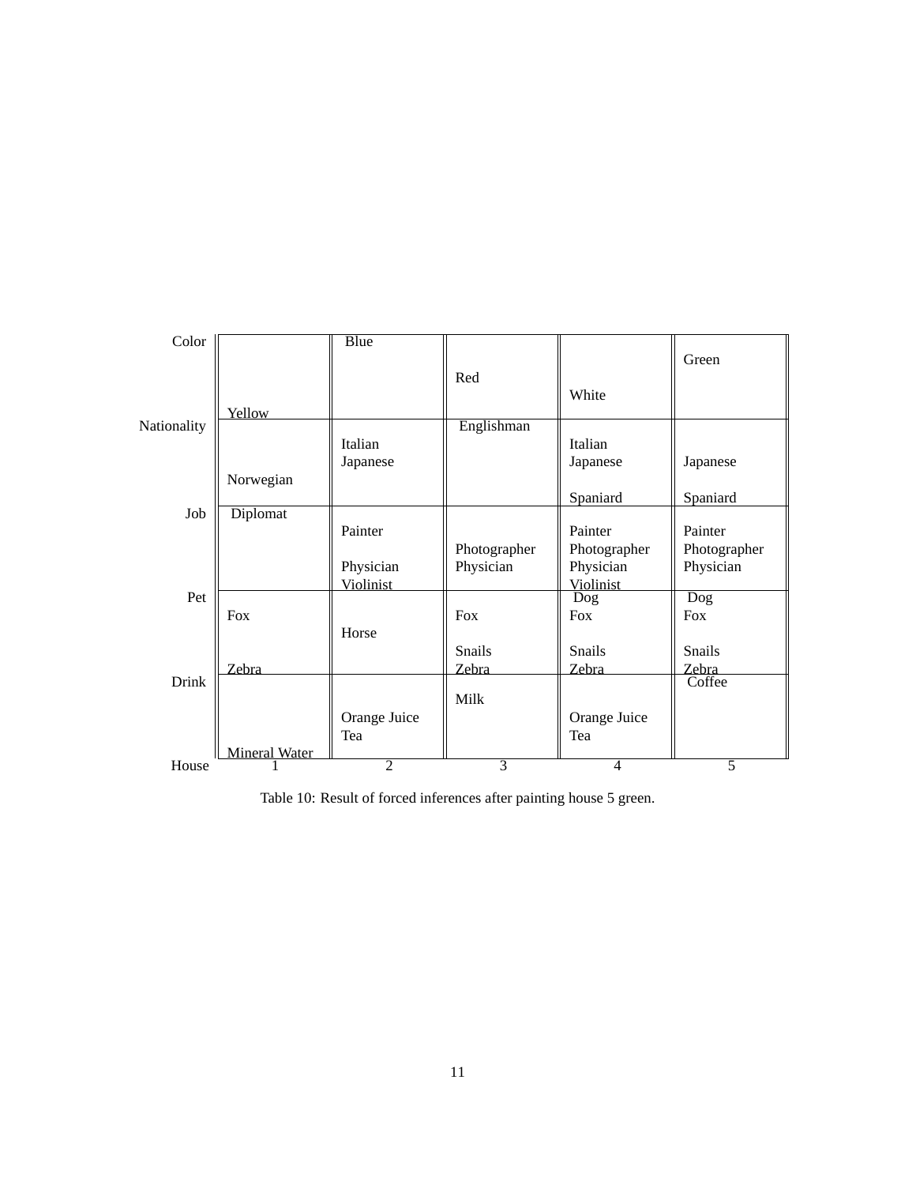| | 1 | 2 | 3 | 4 | 5 |
|---|---|---|---|---|---|
| Color | Yellow | Blue | Red | White | Green |
| Nationality | Norwegian | Italian Japanese | Englishman | Italian Japanese Spaniard | Japanese Spaniard |
| Job | Diplomat | Painter Physician Violinist | Photographer Physician | Painter Photographer Physician Violinist | Painter Photographer Physician |
| Pet | Fox Zebra | Horse | Fox Snails Zebra | Dog Fox Snails Zebra | Dog Fox Snails Zebra |
| Drink | Mineral Water | Orange Juice Tea | Milk | Orange Juice Tea | Coffee |
| House | 1 | 2 | 3 | 4 | 5 |

Table 10: Result of forced inferences after painting house 5 green.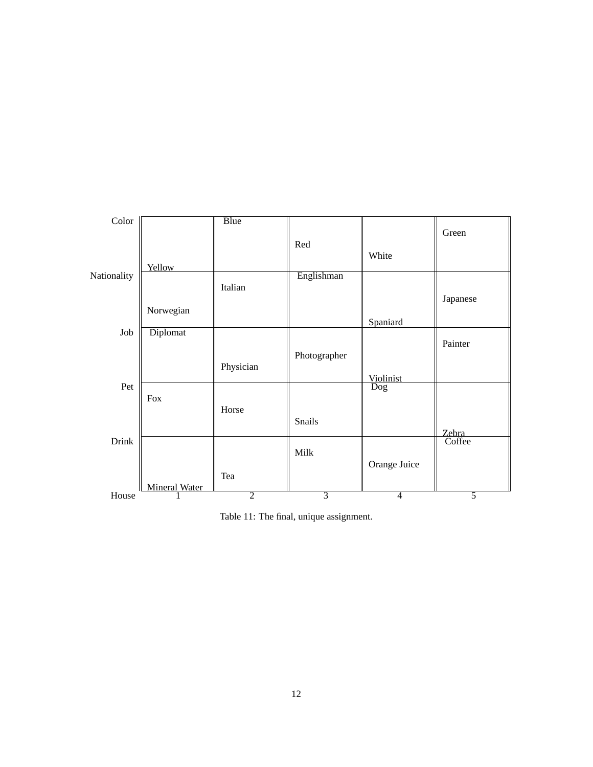| | | | | | |
|---|---|---|---|---|---|
| Color | Yellow | Blue | Red | White | Green |
| Nationality | Norwegian | Italian | Englishman | Spaniard | Japanese |
| Job | Diplomat | Physician | Photographer | Violinist | Painter |
| Pet | Fox | Horse | Snails | Dog | Zebra |
| Drink | Mineral Water | Tea | Milk | Orange Juice | Coffee |
| House | 1 | 2 | 3 | 4 | 5 |

Table 11: The final, unique assignment.